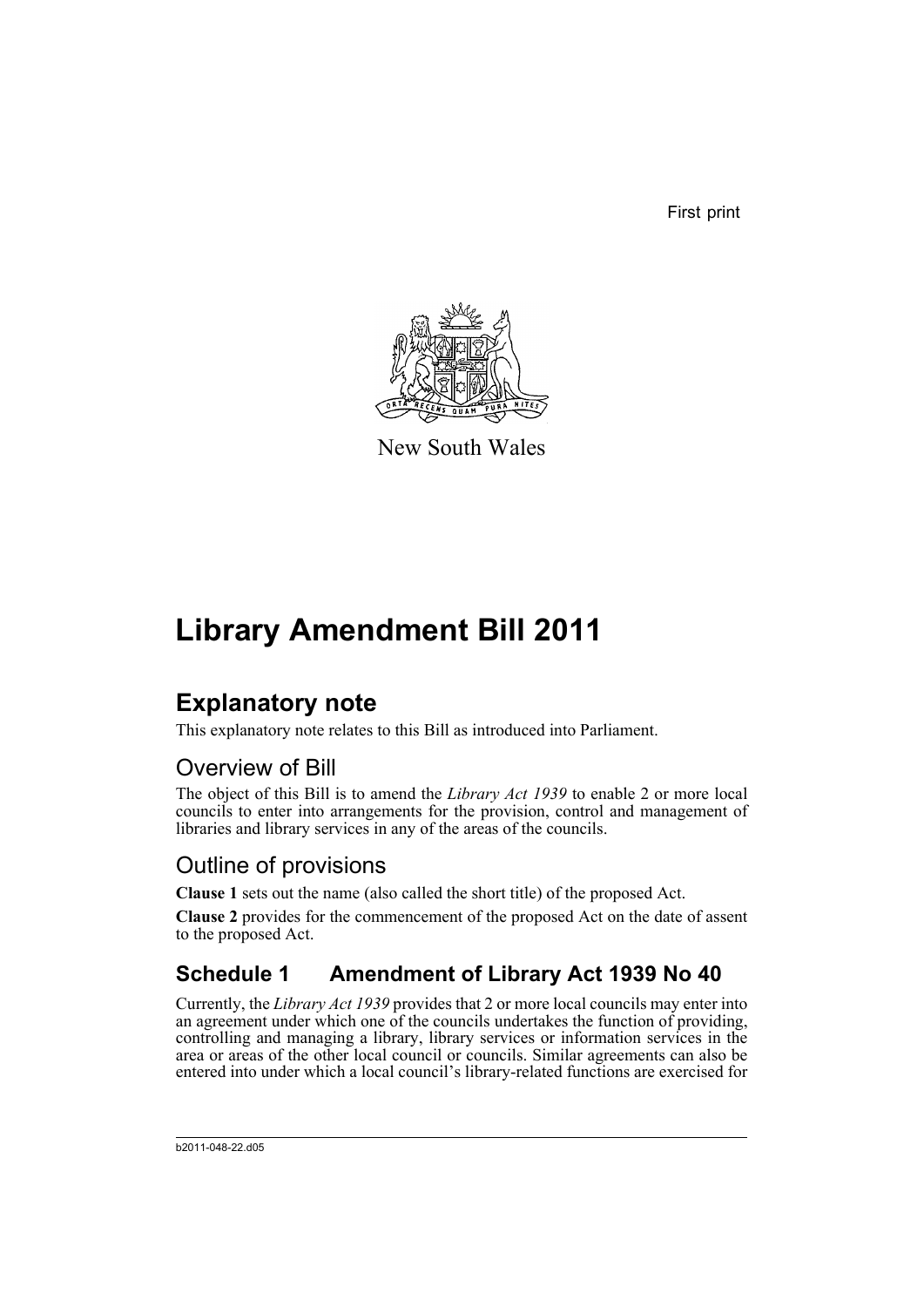First print

New South Wales

# Library Amendment Bill 2011

## Explanatory note

This explanatory note relates to this Bill as introduced into Parliament.

### Overview of Bill

The object of this Bill is to amend the *Library Act 1939* to enable 2 or more local councils to enter into arrangements for the provision, control and management of libraries and library services in any of the areas of the councils.

### Outline of provisions

**Clause 1** sets out the name (also called the short title) of the proposed Act.

**Clause 2** provides for the commencement of the proposed Act on the date of assent to the proposed Act.

## Schedule 1 Amendment of Library Act 1939 No 40

Currently, the *Library Act 1939* provides that 2 or more local councils may enter into an agreement under which one of the councils undertakes the function of providing, controlling and managing a library, library services or information services in the area or areas of the other local council or councils. Similar agreements can also be entered into under which a local council's library-related functions are exercised for

b2011-048-22.d05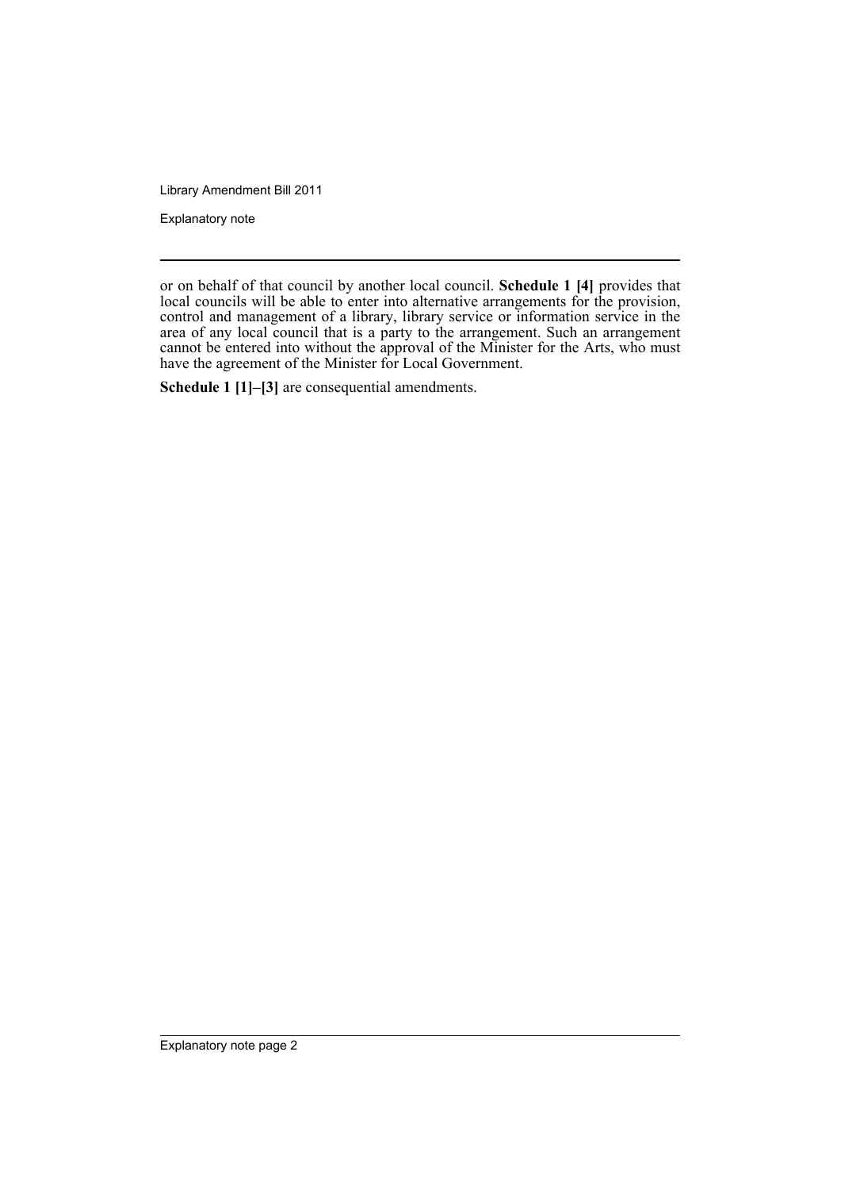or on behalf of that council by another local council. **Schedule 1 [4]** provides that local councils will be able to enter into alternative arrangements for the provision, control and management of a library, library service or information service in the area of any local council that is a party to the arrangement. Such an arrangement cannot be entered into without the approval of the Minister for the Arts, who must have the agreement of the Minister for Local Government.

**Schedule 1 [1]–[3]** are consequential amendments.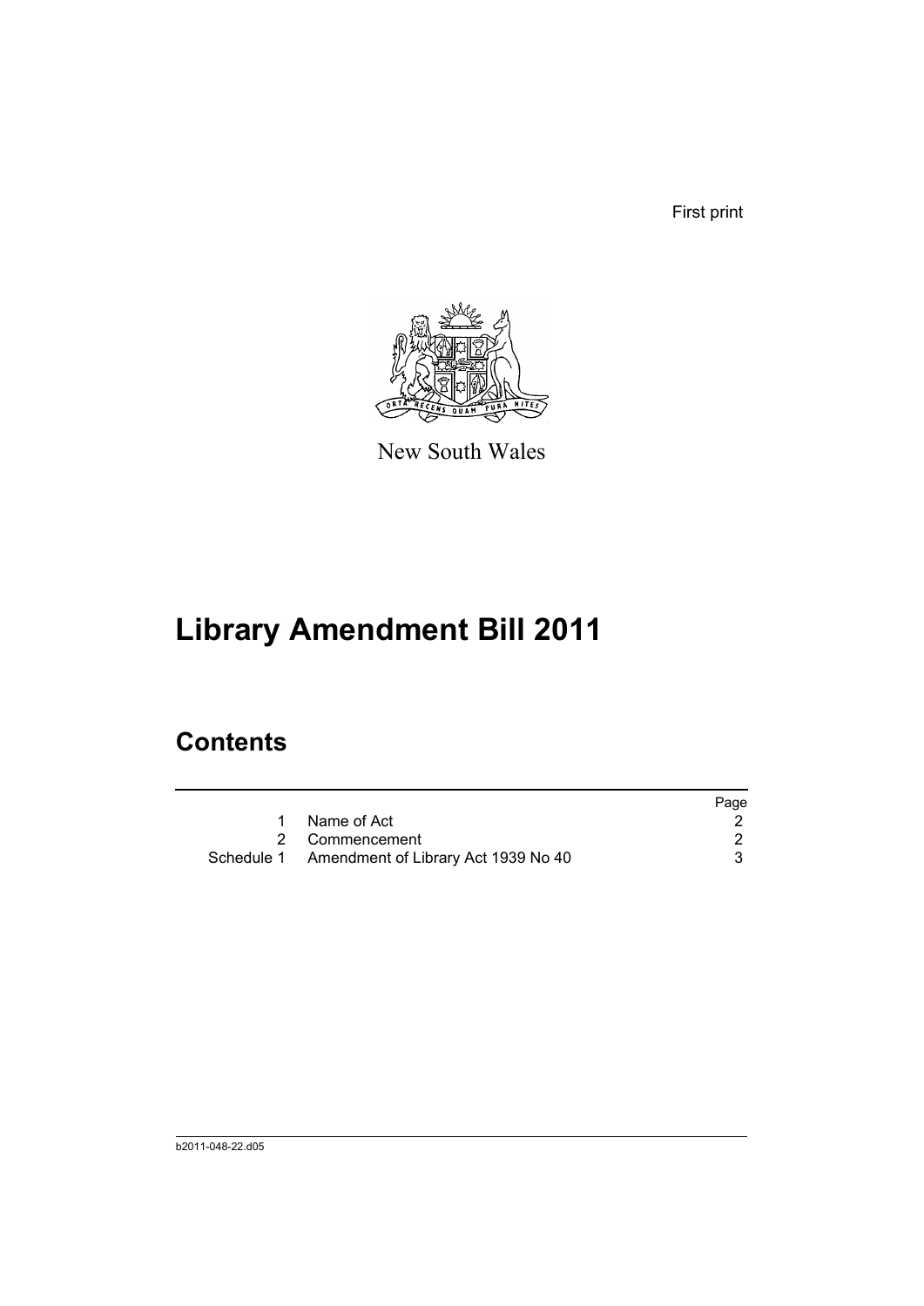First print

New South Wales

# Library Amendment Bill 2011

## Contents

| | | Page |
|---|---|---|
| 1 | Name of Act | 2 |
| 2 | Commencement | 2 |
| Schedule 1 | Amendment of Library Act 1939 No 40 | 3 |

b2011-048-22.d05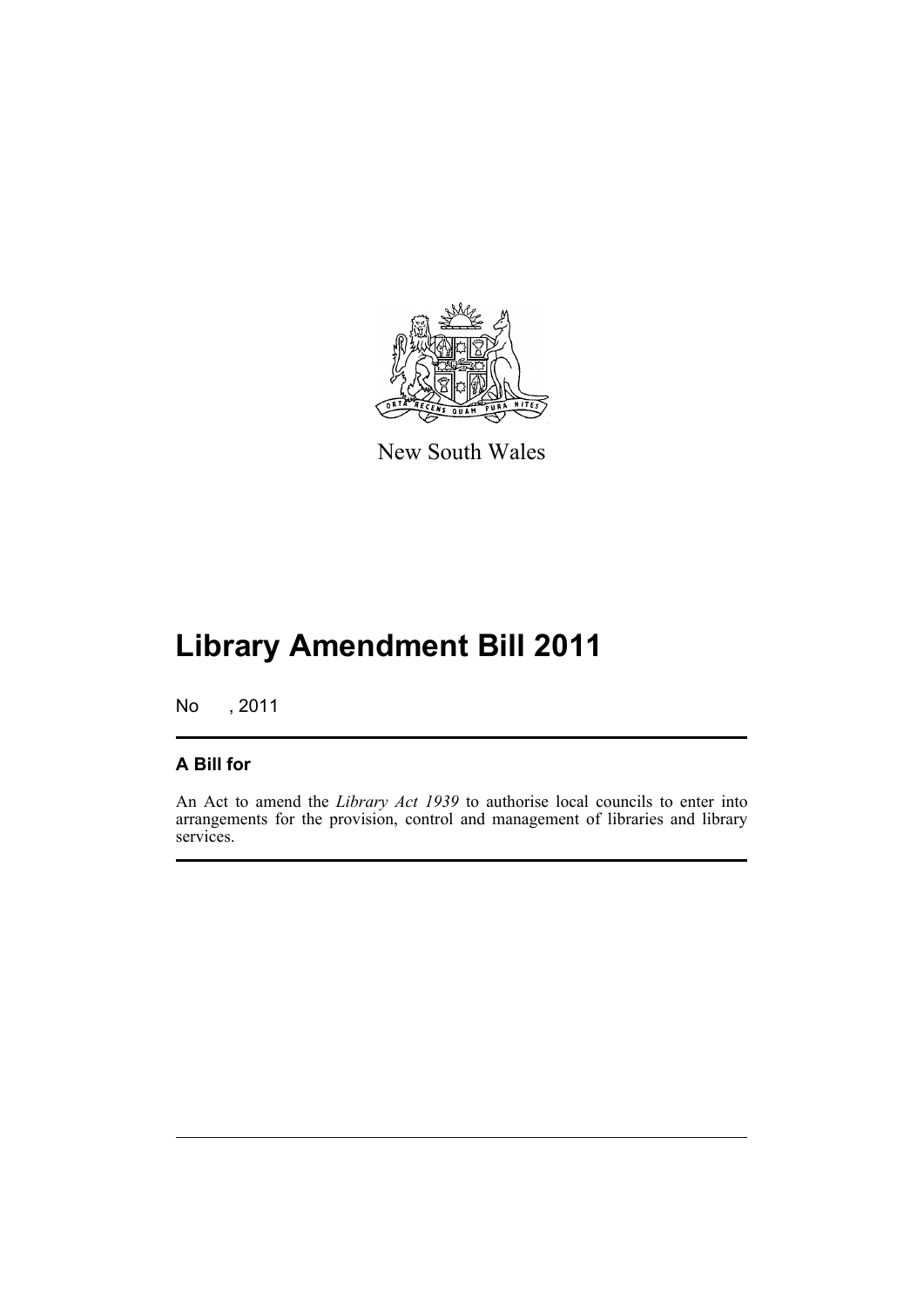New South Wales

# Library Amendment Bill 2011

No , 2011

## A Bill for

An Act to amend the *Library Act 1939* to authorise local councils to enter into arrangements for the provision, control and management of libraries and library services.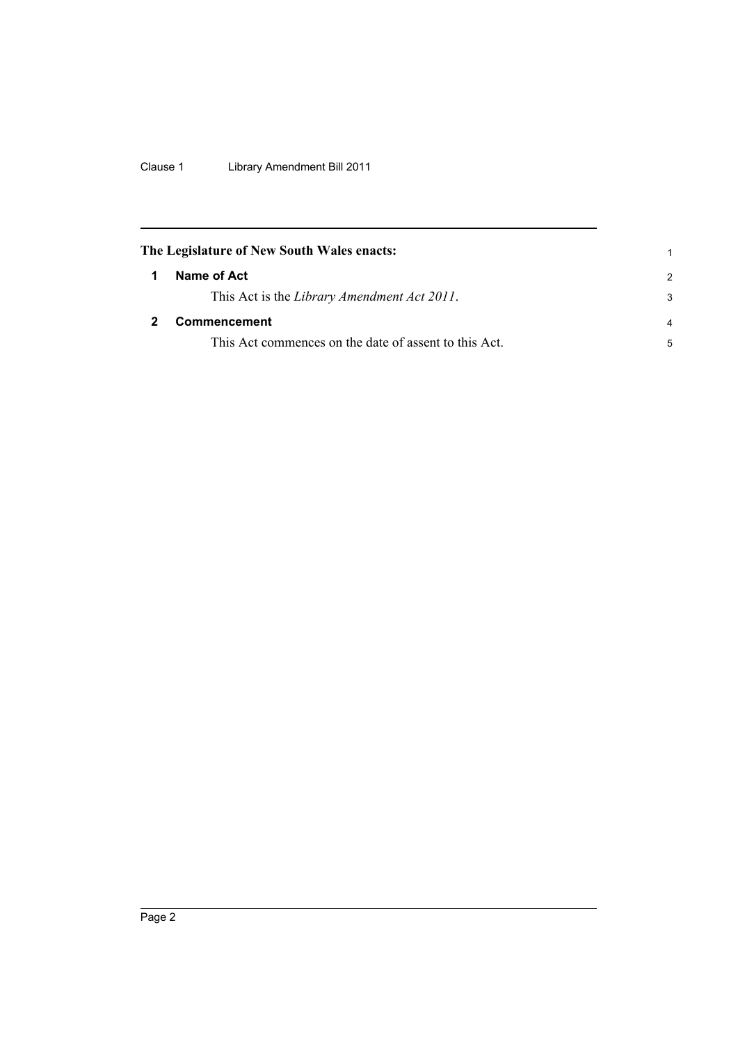**The Legislature of New South Wales enacts:**

## 1 Name of Act

This Act is the *Library Amendment Act 2011*.

## 2 Commencement

This Act commences on the date of assent to this Act.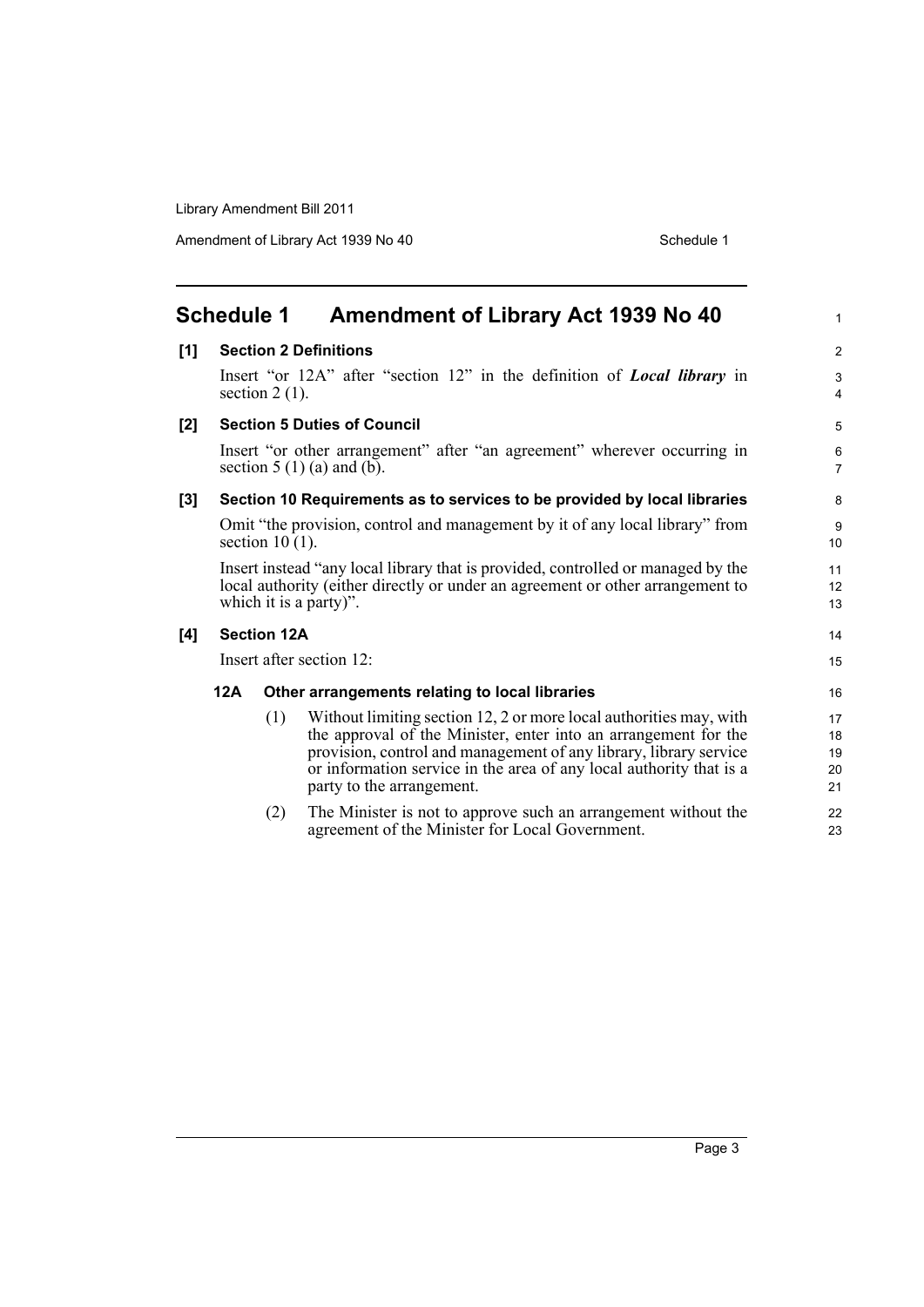# Schedule 1 Amendment of Library Act 1939 No 40

**[1] Section 2 Definitions**

Insert "or 12A" after "section 12" in the definition of ***Local library*** in section 2 (1).

**[2] Section 5 Duties of Council**

Insert "or other arrangement" after "an agreement" wherever occurring in section 5 (1) (a) and (b).

**[3] Section 10 Requirements as to services to be provided by local libraries**

Omit "the provision, control and management by it of any local library" from section 10 (1).

Insert instead "any local library that is provided, controlled or managed by the local authority (either directly or under an agreement or other arrangement to which it is a party)".

**[4] Section 12A**

Insert after section 12:

**12A Other arrangements relating to local libraries**

(1) Without limiting section 12, 2 or more local authorities may, with the approval of the Minister, enter into an arrangement for the provision, control and management of any library, library service or information service in the area of any local authority that is a party to the arrangement.

(2) The Minister is not to approve such an arrangement without the agreement of the Minister for Local Government.